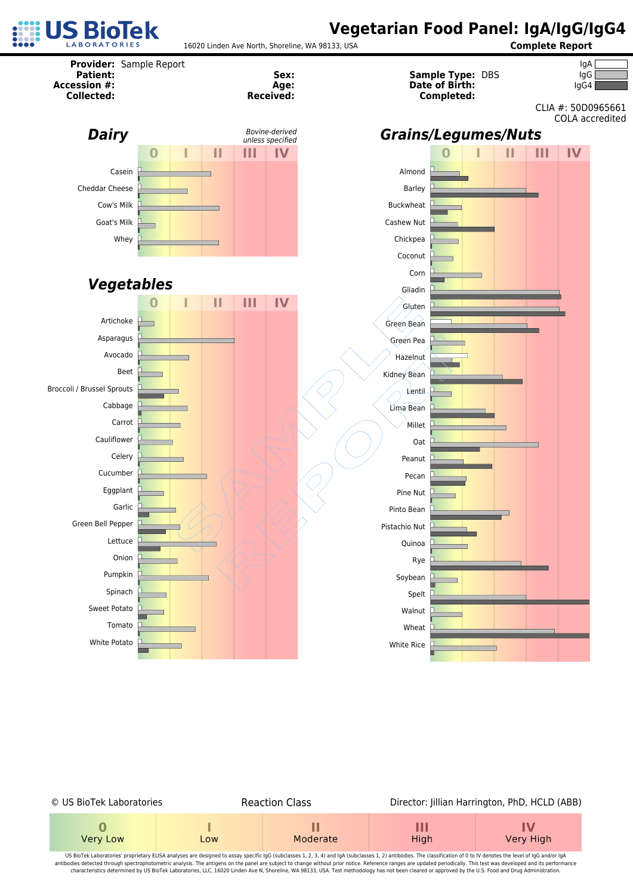# US BioTek LABORATORIES

16020 Linden Ave North, Shoreline, WA 98133, USA

# Vegetarian Food Panel: IgA/IgG/IgG4

**Complete Report**

**Provider:** Sample Report
**Patient:**
**Accession #:**
**Collected:**

**Sex:**
**Age:**
**Received:**

**Sample Type:** DBS
**Date of Birth:**
**Completed:**

IgA / IgG / IgG4

CLIA #: 50D0965661
COLA accredited

## Dairy

*Bovine-derived unless specified*

0 | I | II | III | IV

- Casein
- Cheddar Cheese
- Cow's Milk
- Goat's Milk
- Whey

## Vegetables

0 | I | II | III | IV

- Artichoke
- Asparagus
- Avocado
- Beet
- Broccoli / Brussel Sprouts
- Cabbage
- Carrot
- Cauliflower
- Celery
- Cucumber
- Eggplant
- Garlic
- Green Bell Pepper
- Lettuce
- Onion
- Pumpkin
- Spinach
- Sweet Potato
- Tomato
- White Potato

## Grains/Legumes/Nuts

0 | I | II | III | IV

- Almond
- Barley
- Buckwheat
- Cashew Nut
- Chickpea
- Coconut
- Corn
- Gliadin
- Gluten
- Green Bean
- Green Pea
- Hazelnut
- Kidney Bean
- Lentil
- Lima Bean
- Millet
- Oat
- Peanut
- Pecan
- Pine Nut
- Pinto Bean
- Pistachio Nut
- Quinoa
- Rye
- Soybean
- Spelt
- Walnut
- Wheat
- White Rice

SAMPLE REPORT

© US BioTek Laboratories

Reaction Class

Director: Jillian Harrington, PhD, HCLD (ABB)

| 0 | I | II | III | IV |
|---|---|---|---|---|
| Very Low | Low | Moderate | High | Very High |

US BioTek Laboratories' proprietary ELISA analyses are designed to assay specific IgG (subclasses 1, 2, 3, 4) and IgA (subclasses 1, 2) antibodies. The classification of 0 to IV denotes the level of IgG and/or IgA antibodies detected through spectrophotometric analysis. The antigens on the panel are subject to change without prior notice. Reference ranges are updated periodically. This test was developed and its performance characteristics determined by US BioTek Laboratories, LLC, 16020 Linden Ave N, Shoreline, WA 98133, USA. Test methodology has not been cleared or approved by the U.S. Food and Drug Administration.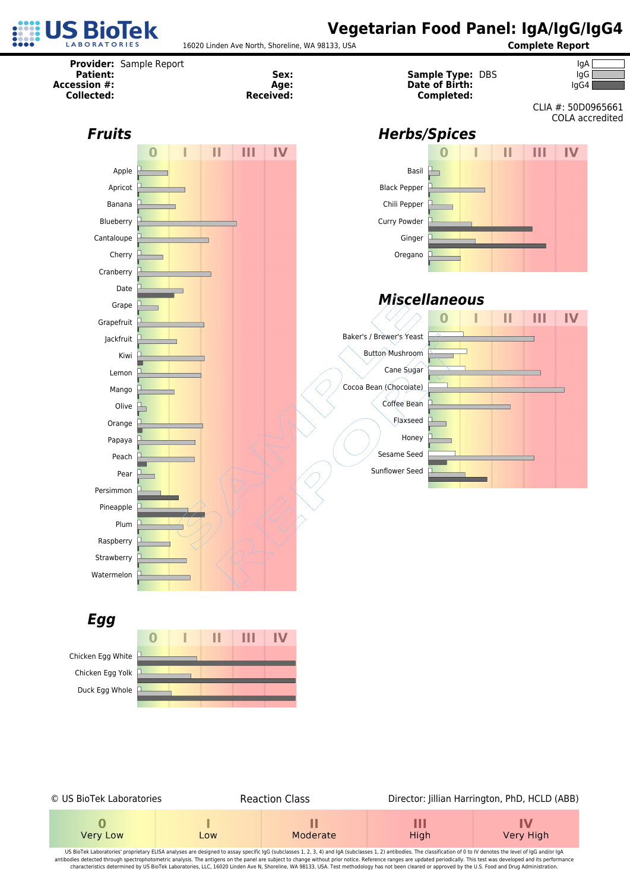# Vegetarian Food Panel: IgA/IgG/IgG4

US BioTek LABORATORIES

16020 Linden Ave North, Shoreline, WA 98133, USA

**Complete Report**

**Provider:** Sample Report
**Patient:**
**Accession #:**
**Collected:**

**Sex:**
**Age:**
**Received:**

**Sample Type:** DBS
**Date of Birth:**
**Completed:**

IgA / IgG / IgG4

CLIA #: 50D0965661
COLA accredited

## Fruits

Reaction classes: 0 | I | II | III | IV

- Apple
- Apricot
- Banana
- Blueberry
- Cantaloupe
- Cherry
- Cranberry
- Date
- Grape
- Grapefruit
- Jackfruit
- Kiwi
- Lemon
- Mango
- Olive
- Orange
- Papaya
- Peach
- Pear
- Persimmon
- Pineapple
- Plum
- Raspberry
- Strawberry
- Watermelon

## Herbs/Spices

Reaction classes: 0 | I | II | III | IV

- Basil
- Black Pepper
- Chili Pepper
- Curry Powder
- Ginger
- Oregano

## Miscellaneous

Reaction classes: 0 | I | II | III | IV

- Baker's / Brewer's Yeast
- Button Mushroom
- Cane Sugar
- Cocoa Bean (Chocolate)
- Coffee Bean
- Flaxseed
- Honey
- Sesame Seed
- Sunflower Seed

## Egg

Reaction classes: 0 | I | II | III | IV

- Chicken Egg White
- Chicken Egg Yolk
- Duck Egg Whole

© US BioTek Laboratories

Reaction Class

Director: Jillian Harrington, PhD, HCLD (ABB)

| 0 | I | II | III | IV |
|---|---|---|---|---|
| Very Low | Low | Moderate | High | Very High |

US BioTek Laboratories' proprietary ELISA analyses are designed to assay specific IgG (subclasses 1, 2, 3, 4) and IgA (subclasses 1, 2) antibodies. The classification of 0 to IV denotes the level of IgG and/or IgA antibodies detected through spectrophotometric analysis. The antigens on the panel are subject to change without prior notice. Reference ranges are updated periodically. This test was developed and its performance characteristics determined by US BioTek Laboratories, LLC, 16020 Linden Ave N, Shoreline, WA 98133, USA. Test methodology has not been cleared or approved by the U.S. Food and Drug Administration.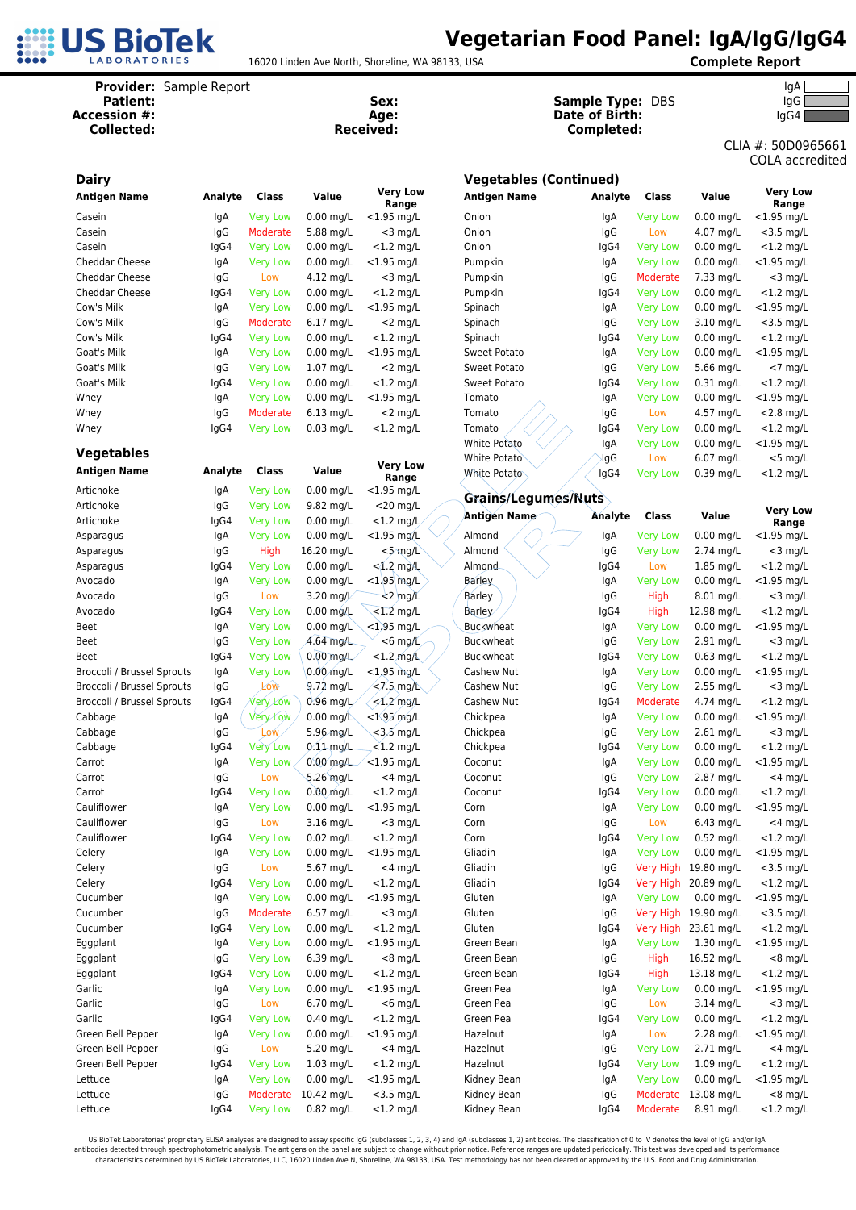# Vegetarian Food Panel: IgA/IgG/IgG4

**Complete Report**

US BioTek Laboratories
16020 Linden Ave North, Shoreline, WA 98133, USA

**Provider:** Sample Report
**Patient:**
**Accession #:**
**Collected:**

**Sex:**
**Age:**
**Received:**

**Sample Type:** DBS
**Date of Birth:**
**Completed:**

IgA
IgG
IgG4

CLIA #: 50D0965661
COLA accredited

## Dairy

| Antigen Name | Analyte | Class | Value | Very Low Range |
|---|---|---|---|---|
| Casein | IgA | Very Low | 0.00 mg/L | <1.95 mg/L |
| Casein | IgG | Moderate | 5.88 mg/L | <3 mg/L |
| Casein | IgG4 | Very Low | 0.00 mg/L | <1.2 mg/L |
| Cheddar Cheese | IgA | Very Low | 0.00 mg/L | <1.95 mg/L |
| Cheddar Cheese | IgG | Low | 4.12 mg/L | <3 mg/L |
| Cheddar Cheese | IgG4 | Very Low | 0.00 mg/L | <1.2 mg/L |
| Cow's Milk | IgA | Very Low | 0.00 mg/L | <1.95 mg/L |
| Cow's Milk | IgG | Moderate | 6.17 mg/L | <2 mg/L |
| Cow's Milk | IgG4 | Very Low | 0.00 mg/L | <1.2 mg/L |
| Goat's Milk | IgA | Very Low | 0.00 mg/L | <1.95 mg/L |
| Goat's Milk | IgG | Very Low | 1.07 mg/L | <2 mg/L |
| Goat's Milk | IgG4 | Very Low | 0.00 mg/L | <1.2 mg/L |
| Whey | IgA | Very Low | 0.00 mg/L | <1.95 mg/L |
| Whey | IgG | Moderate | 6.13 mg/L | <2 mg/L |
| Whey | IgG4 | Very Low | 0.03 mg/L | <1.2 mg/L |

## Vegetables

| Antigen Name | Analyte | Class | Value | Very Low Range |
|---|---|---|---|---|
| Artichoke | IgA | Very Low | 0.00 mg/L | <1.95 mg/L |
| Artichoke | IgG | Very Low | 9.82 mg/L | <20 mg/L |
| Artichoke | IgG4 | Very Low | 0.00 mg/L | <1.2 mg/L |
| Asparagus | IgA | Very Low | 0.00 mg/L | <1.95 mg/L |
| Asparagus | IgG | High | 16.20 mg/L | <5 mg/L |
| Asparagus | IgG4 | Very Low | 0.00 mg/L | <1.2 mg/L |
| Avocado | IgA | Very Low | 0.00 mg/L | <1.95 mg/L |
| Avocado | IgG | Low | 3.20 mg/L | <2 mg/L |
| Avocado | IgG4 | Very Low | 0.00 mg/L | <1.2 mg/L |
| Beet | IgA | Very Low | 0.00 mg/L | <1.95 mg/L |
| Beet | IgG | Very Low | 4.64 mg/L | <6 mg/L |
| Beet | IgG4 | Very Low | 0.00 mg/L | <1.2 mg/L |
| Broccoli / Brussel Sprouts | IgA | Very Low | 0.00 mg/L | <1.95 mg/L |
| Broccoli / Brussel Sprouts | IgG | Low | 9.72 mg/L | <7.5 mg/L |
| Broccoli / Brussel Sprouts | IgG4 | Very Low | 0.96 mg/L | <1.2 mg/L |
| Cabbage | IgA | Very Low | 0.00 mg/L | <1.95 mg/L |
| Cabbage | IgG | Low | 5.96 mg/L | <3.5 mg/L |
| Cabbage | IgG4 | Very Low | 0.11 mg/L | <1.2 mg/L |
| Carrot | IgA | Very Low | 0.00 mg/L | <1.95 mg/L |
| Carrot | IgG | Low | 5.26 mg/L | <4 mg/L |
| Carrot | IgG4 | Very Low | 0.00 mg/L | <1.2 mg/L |
| Cauliflower | IgA | Very Low | 0.00 mg/L | <1.95 mg/L |
| Cauliflower | IgG | Low | 3.16 mg/L | <3 mg/L |
| Cauliflower | IgG4 | Very Low | 0.02 mg/L | <1.2 mg/L |
| Celery | IgA | Very Low | 0.00 mg/L | <1.95 mg/L |
| Celery | IgG | Low | 5.67 mg/L | <4 mg/L |
| Celery | IgG4 | Very Low | 0.00 mg/L | <1.2 mg/L |
| Cucumber | IgA | Very Low | 0.00 mg/L | <1.95 mg/L |
| Cucumber | IgG | Moderate | 6.57 mg/L | <3 mg/L |
| Cucumber | IgG4 | Very Low | 0.00 mg/L | <1.2 mg/L |
| Eggplant | IgA | Very Low | 0.00 mg/L | <1.95 mg/L |
| Eggplant | IgG | Very Low | 6.39 mg/L | <8 mg/L |
| Eggplant | IgG4 | Very Low | 0.00 mg/L | <1.2 mg/L |
| Garlic | IgA | Very Low | 0.00 mg/L | <1.95 mg/L |
| Garlic | IgG | Low | 6.70 mg/L | <6 mg/L |
| Garlic | IgG4 | Very Low | 0.40 mg/L | <1.2 mg/L |
| Green Bell Pepper | IgA | Very Low | 0.00 mg/L | <1.95 mg/L |
| Green Bell Pepper | IgG | Low | 5.20 mg/L | <4 mg/L |
| Green Bell Pepper | IgG4 | Very Low | 1.03 mg/L | <1.2 mg/L |
| Lettuce | IgA | Very Low | 0.00 mg/L | <1.95 mg/L |
| Lettuce | IgG | Moderate | 10.42 mg/L | <3.5 mg/L |
| Lettuce | IgG4 | Very Low | 0.82 mg/L | <1.2 mg/L |

## Vegetables (Continued)

| Antigen Name | Analyte | Class | Value | Very Low Range |
|---|---|---|---|---|
| Onion | IgA | Very Low | 0.00 mg/L | <1.95 mg/L |
| Onion | IgG | Low | 4.07 mg/L | <3.5 mg/L |
| Onion | IgG4 | Very Low | 0.00 mg/L | <1.2 mg/L |
| Pumpkin | IgA | Very Low | 0.00 mg/L | <1.95 mg/L |
| Pumpkin | IgG | Moderate | 7.33 mg/L | <3 mg/L |
| Pumpkin | IgG4 | Very Low | 0.00 mg/L | <1.2 mg/L |
| Spinach | IgA | Very Low | 0.00 mg/L | <1.95 mg/L |
| Spinach | IgG | Very Low | 3.10 mg/L | <3.5 mg/L |
| Spinach | IgG4 | Very Low | 0.00 mg/L | <1.2 mg/L |
| Sweet Potato | IgA | Very Low | 0.00 mg/L | <1.95 mg/L |
| Sweet Potato | IgG | Very Low | 5.66 mg/L | <7 mg/L |
| Sweet Potato | IgG4 | Very Low | 0.31 mg/L | <1.2 mg/L |
| Tomato | IgA | Very Low | 0.00 mg/L | <1.95 mg/L |
| Tomato | IgG | Low | 4.57 mg/L | <2.8 mg/L |
| Tomato | IgG4 | Very Low | 0.00 mg/L | <1.2 mg/L |
| White Potato | IgA | Very Low | 0.00 mg/L | <1.95 mg/L |
| White Potato | IgG | Low | 6.07 mg/L | <5 mg/L |
| White Potato | IgG4 | Very Low | 0.39 mg/L | <1.2 mg/L |

## Grains/Legumes/Nuts

| Antigen Name | Analyte | Class | Value | Very Low Range |
|---|---|---|---|---|
| Almond | IgA | Very Low | 0.00 mg/L | <1.95 mg/L |
| Almond | IgG | Very Low | 2.74 mg/L | <3 mg/L |
| Almond | IgG4 | Low | 1.85 mg/L | <1.2 mg/L |
| Barley | IgA | Very Low | 0.00 mg/L | <1.95 mg/L |
| Barley | IgG | High | 8.01 mg/L | <3 mg/L |
| Barley | IgG4 | High | 12.98 mg/L | <1.2 mg/L |
| Buckwheat | IgA | Very Low | 0.00 mg/L | <1.95 mg/L |
| Buckwheat | IgG | Very Low | 2.91 mg/L | <3 mg/L |
| Buckwheat | IgG4 | Very Low | 0.63 mg/L | <1.2 mg/L |
| Cashew Nut | IgA | Very Low | 0.00 mg/L | <1.95 mg/L |
| Cashew Nut | IgG | Very Low | 2.55 mg/L | <3 mg/L |
| Cashew Nut | IgG4 | Moderate | 4.74 mg/L | <1.2 mg/L |
| Chickpea | IgA | Very Low | 0.00 mg/L | <1.95 mg/L |
| Chickpea | IgG | Very Low | 2.61 mg/L | <3 mg/L |
| Chickpea | IgG4 | Very Low | 0.00 mg/L | <1.2 mg/L |
| Coconut | IgA | Very Low | 0.00 mg/L | <1.95 mg/L |
| Coconut | IgG | Very Low | 2.87 mg/L | <4 mg/L |
| Coconut | IgG4 | Very Low | 0.00 mg/L | <1.2 mg/L |
| Corn | IgA | Very Low | 0.00 mg/L | <1.95 mg/L |
| Corn | IgG | Low | 6.43 mg/L | <4 mg/L |
| Corn | IgG4 | Very Low | 0.52 mg/L | <1.2 mg/L |
| Gliadin | IgA | Very Low | 0.00 mg/L | <1.95 mg/L |
| Gliadin | IgG | Very High | 19.80 mg/L | <3.5 mg/L |
| Gliadin | IgG4 | Very High | 20.89 mg/L | <1.2 mg/L |
| Gluten | IgA | Very Low | 0.00 mg/L | <1.95 mg/L |
| Gluten | IgG | Very High | 19.90 mg/L | <3.5 mg/L |
| Gluten | IgG4 | Very High | 23.61 mg/L | <1.2 mg/L |
| Green Bean | IgA | Very Low | 1.30 mg/L | <1.95 mg/L |
| Green Bean | IgG | High | 16.52 mg/L | <8 mg/L |
| Green Bean | IgG4 | High | 13.18 mg/L | <1.2 mg/L |
| Green Pea | IgA | Very Low | 0.00 mg/L | <1.95 mg/L |
| Green Pea | IgG | Low | 3.14 mg/L | <3 mg/L |
| Green Pea | IgG4 | Very Low | 0.00 mg/L | <1.2 mg/L |
| Hazelnut | IgA | Low | 2.28 mg/L | <1.95 mg/L |
| Hazelnut | IgG | Very Low | 2.71 mg/L | <4 mg/L |
| Hazelnut | IgG4 | Very Low | 1.09 mg/L | <1.2 mg/L |
| Kidney Bean | IgA | Very Low | 0.00 mg/L | <1.95 mg/L |
| Kidney Bean | IgG | Moderate | 13.08 mg/L | <8 mg/L |
| Kidney Bean | IgG4 | Moderate | 8.91 mg/L | <1.2 mg/L |

US BioTek Laboratories' proprietary ELISA analyses are designed to assay specific IgG (subclasses 1, 2, 3, 4) and IgA (subclasses 1, 2) antibodies. The classification of 0 to IV denotes the level of IgG and/or IgA antibodies detected through spectrophotometric analysis. The antigens on the panel are subject to change without prior notice. Reference ranges are updated periodically. This test was developed and its performance characteristics determined by US BioTek Laboratories, LLC, 16020 Linden Ave N, Shoreline, WA 98133, USA. Test methodology has not been cleared or approved by the U.S. Food and Drug Administration.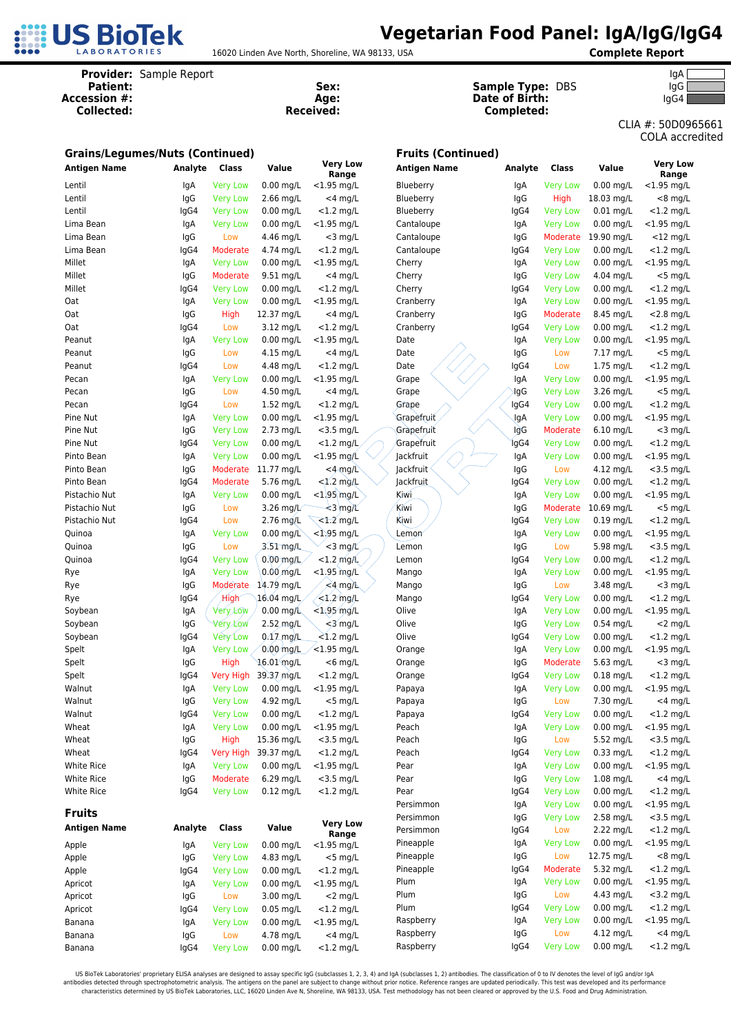# US BioTek Laboratories

16020 Linden Ave North, Shoreline, WA 98133, USA

## Vegetarian Food Panel: IgA/IgG/IgG4

**Complete Report**

**Provider:** Sample Report
**Patient:**
**Accession #:**
**Collected:**

**Sex:**
**Age:**
**Received:**

**Sample Type:** DBS
**Date of Birth:**
**Completed:**

IgA
IgG
IgG4

CLIA #: 50D0965661
COLA accredited

### Grains/Legumes/Nuts (Continued)

| Antigen Name | Analyte | Class | Value | Very Low Range |
|---|---|---|---|---|
| Lentil | IgA | Very Low | 0.00 mg/L | <1.95 mg/L |
| Lentil | IgG | Very Low | 2.66 mg/L | <4 mg/L |
| Lentil | IgG4 | Very Low | 0.00 mg/L | <1.2 mg/L |
| Lima Bean | IgA | Very Low | 0.00 mg/L | <1.95 mg/L |
| Lima Bean | IgG | Low | 4.46 mg/L | <3 mg/L |
| Lima Bean | IgG4 | Moderate | 4.74 mg/L | <1.2 mg/L |
| Millet | IgA | Very Low | 0.00 mg/L | <1.95 mg/L |
| Millet | IgG | Moderate | 9.51 mg/L | <4 mg/L |
| Millet | IgG4 | Very Low | 0.00 mg/L | <1.2 mg/L |
| Oat | IgA | Very Low | 0.00 mg/L | <1.95 mg/L |
| Oat | IgG | High | 12.37 mg/L | <4 mg/L |
| Oat | IgG4 | Low | 3.12 mg/L | <1.2 mg/L |
| Peanut | IgA | Very Low | 0.00 mg/L | <1.95 mg/L |
| Peanut | IgG | Low | 4.15 mg/L | <4 mg/L |
| Peanut | IgG4 | Low | 4.48 mg/L | <1.2 mg/L |
| Pecan | IgA | Very Low | 0.00 mg/L | <1.95 mg/L |
| Pecan | IgG | Low | 4.50 mg/L | <4 mg/L |
| Pecan | IgG4 | Low | 1.52 mg/L | <1.2 mg/L |
| Pine Nut | IgA | Very Low | 0.00 mg/L | <1.95 mg/L |
| Pine Nut | IgG | Very Low | 2.73 mg/L | <3.5 mg/L |
| Pine Nut | IgG4 | Very Low | 0.00 mg/L | <1.2 mg/L |
| Pinto Bean | IgA | Very Low | 0.00 mg/L | <1.95 mg/L |
| Pinto Bean | IgG | Moderate | 11.77 mg/L | <4 mg/L |
| Pinto Bean | IgG4 | Moderate | 5.76 mg/L | <1.2 mg/L |
| Pistachio Nut | IgA | Very Low | 0.00 mg/L | <1.95 mg/L |
| Pistachio Nut | IgG | Low | 3.26 mg/L | <3 mg/L |
| Pistachio Nut | IgG4 | Low | 2.76 mg/L | <1.2 mg/L |
| Quinoa | IgA | Very Low | 0.00 mg/L | <1.95 mg/L |
| Quinoa | IgG | Low | 3.51 mg/L | <3 mg/L |
| Quinoa | IgG4 | Very Low | 0.00 mg/L | <1.2 mg/L |
| Rye | IgA | Very Low | 0.00 mg/L | <1.95 mg/L |
| Rye | IgG | Moderate | 14.79 mg/L | <4 mg/L |
| Rye | IgG4 | High | 16.04 mg/L | <1.2 mg/L |
| Soybean | IgA | Very Low | 0.00 mg/L | <1.95 mg/L |
| Soybean | IgG | Very Low | 2.52 mg/L | <3 mg/L |
| Soybean | IgG4 | Very Low | 0.17 mg/L | <1.2 mg/L |
| Spelt | IgA | Very Low | 0.00 mg/L | <1.95 mg/L |
| Spelt | IgG | High | 16.01 mg/L | <6 mg/L |
| Spelt | IgG4 | Very High | 39.37 mg/L | <1.2 mg/L |
| Walnut | IgA | Very Low | 0.00 mg/L | <1.95 mg/L |
| Walnut | IgG | Very Low | 4.92 mg/L | <5 mg/L |
| Walnut | IgG4 | Very Low | 0.00 mg/L | <1.2 mg/L |
| Wheat | IgA | Very Low | 0.00 mg/L | <1.95 mg/L |
| Wheat | IgG | High | 15.36 mg/L | <3.5 mg/L |
| Wheat | IgG4 | Very High | 39.37 mg/L | <1.2 mg/L |
| White Rice | IgA | Very Low | 0.00 mg/L | <1.95 mg/L |
| White Rice | IgG | Moderate | 6.29 mg/L | <3.5 mg/L |
| White Rice | IgG4 | Very Low | 0.12 mg/L | <1.2 mg/L |

### Fruits

| Antigen Name | Analyte | Class | Value | Very Low Range |
|---|---|---|---|---|
| Apple | IgA | Very Low | 0.00 mg/L | <1.95 mg/L |
| Apple | IgG | Very Low | 4.83 mg/L | <5 mg/L |
| Apple | IgG4 | Very Low | 0.00 mg/L | <1.2 mg/L |
| Apricot | IgA | Very Low | 0.00 mg/L | <1.95 mg/L |
| Apricot | IgG | Low | 3.00 mg/L | <2 mg/L |
| Apricot | IgG4 | Very Low | 0.05 mg/L | <1.2 mg/L |
| Banana | IgA | Very Low | 0.00 mg/L | <1.95 mg/L |
| Banana | IgG | Low | 4.78 mg/L | <4 mg/L |
| Banana | IgG4 | Very Low | 0.00 mg/L | <1.2 mg/L |

### Fruits (Continued)

| Antigen Name | Analyte | Class | Value | Very Low Range |
|---|---|---|---|---|
| Blueberry | IgA | Very Low | 0.00 mg/L | <1.95 mg/L |
| Blueberry | IgG | High | 18.03 mg/L | <8 mg/L |
| Blueberry | IgG4 | Very Low | 0.01 mg/L | <1.2 mg/L |
| Cantaloupe | IgA | Very Low | 0.00 mg/L | <1.95 mg/L |
| Cantaloupe | IgG | Moderate | 19.90 mg/L | <12 mg/L |
| Cantaloupe | IgG4 | Very Low | 0.00 mg/L | <1.2 mg/L |
| Cherry | IgA | Very Low | 0.00 mg/L | <1.95 mg/L |
| Cherry | IgG | Very Low | 4.04 mg/L | <5 mg/L |
| Cherry | IgG4 | Very Low | 0.00 mg/L | <1.2 mg/L |
| Cranberry | IgA | Very Low | 0.00 mg/L | <1.95 mg/L |
| Cranberry | IgG | Moderate | 8.45 mg/L | <2.8 mg/L |
| Cranberry | IgG4 | Very Low | 0.00 mg/L | <1.2 mg/L |
| Date | IgA | Very Low | 0.00 mg/L | <1.95 mg/L |
| Date | IgG | Low | 7.17 mg/L | <5 mg/L |
| Date | IgG4 | Low | 1.75 mg/L | <1.2 mg/L |
| Grape | IgA | Very Low | 0.00 mg/L | <1.95 mg/L |
| Grape | IgG | Very Low | 3.26 mg/L | <5 mg/L |
| Grape | IgG4 | Very Low | 0.00 mg/L | <1.2 mg/L |
| Grapefruit | IgA | Very Low | 0.00 mg/L | <1.95 mg/L |
| Grapefruit | IgG | Moderate | 6.10 mg/L | <3 mg/L |
| Grapefruit | IgG4 | Very Low | 0.00 mg/L | <1.2 mg/L |
| Jackfruit | IgA | Very Low | 0.00 mg/L | <1.95 mg/L |
| Jackfruit | IgG | Low | 4.12 mg/L | <3.5 mg/L |
| Jackfruit | IgG4 | Very Low | 0.00 mg/L | <1.2 mg/L |
| Kiwi | IgA | Very Low | 0.00 mg/L | <1.95 mg/L |
| Kiwi | IgG | Moderate | 10.69 mg/L | <5 mg/L |
| Kiwi | IgG4 | Very Low | 0.19 mg/L | <1.2 mg/L |
| Lemon | IgA | Very Low | 0.00 mg/L | <1.95 mg/L |
| Lemon | IgG | Low | 5.98 mg/L | <3.5 mg/L |
| Lemon | IgG4 | Very Low | 0.00 mg/L | <1.2 mg/L |
| Mango | IgA | Very Low | 0.00 mg/L | <1.95 mg/L |
| Mango | IgG | Low | 3.48 mg/L | <3 mg/L |
| Mango | IgG4 | Very Low | 0.00 mg/L | <1.2 mg/L |
| Olive | IgA | Very Low | 0.00 mg/L | <1.95 mg/L |
| Olive | IgG | Very Low | 0.54 mg/L | <2 mg/L |
| Olive | IgG4 | Very Low | 0.00 mg/L | <1.2 mg/L |
| Orange | IgA | Very Low | 0.00 mg/L | <1.95 mg/L |
| Orange | IgG | Moderate | 5.63 mg/L | <3 mg/L |
| Orange | IgG4 | Very Low | 0.18 mg/L | <1.2 mg/L |
| Papaya | IgA | Very Low | 0.00 mg/L | <1.95 mg/L |
| Papaya | IgG | Low | 7.30 mg/L | <4 mg/L |
| Papaya | IgG4 | Very Low | 0.00 mg/L | <1.2 mg/L |
| Peach | IgA | Very Low | 0.00 mg/L | <1.95 mg/L |
| Peach | IgG | Low | 5.52 mg/L | <3.5 mg/L |
| Peach | IgG4 | Very Low | 0.33 mg/L | <1.2 mg/L |
| Pear | IgA | Very Low | 0.00 mg/L | <1.95 mg/L |
| Pear | IgG | Very Low | 1.08 mg/L | <4 mg/L |
| Pear | IgG4 | Very Low | 0.00 mg/L | <1.2 mg/L |
| Persimmon | IgA | Very Low | 0.00 mg/L | <1.95 mg/L |
| Persimmon | IgG | Very Low | 2.58 mg/L | <3.5 mg/L |
| Persimmon | IgG4 | Low | 2.22 mg/L | <1.2 mg/L |
| Pineapple | IgA | Very Low | 0.00 mg/L | <1.95 mg/L |
| Pineapple | IgG | Low | 12.75 mg/L | <8 mg/L |
| Pineapple | IgG4 | Moderate | 5.32 mg/L | <1.2 mg/L |
| Plum | IgA | Very Low | 0.00 mg/L | <1.95 mg/L |
| Plum | IgG | Low | 4.43 mg/L | <3.2 mg/L |
| Plum | IgG4 | Very Low | 0.00 mg/L | <1.2 mg/L |
| Raspberry | IgA | Very Low | 0.00 mg/L | <1.95 mg/L |
| Raspberry | IgG | Low | 4.12 mg/L | <4 mg/L |
| Raspberry | IgG4 | Very Low | 0.00 mg/L | <1.2 mg/L |

US BioTek Laboratories' proprietary ELISA analyses are designed to assay specific IgG (subclasses 1, 2, 3, 4) and IgA (subclasses 1, 2) antibodies. The classification of 0 to IV denotes the level of IgG and/or IgA antibodies detected through spectrophotometric analysis. The antigens on the panel are subject to change without prior notice. Reference ranges are updated periodically. This test was developed and its performance characteristics determined by US BioTek Laboratories, LLC, 16020 Linden Ave N, Shoreline, WA 98133, USA. Test methodology has not been cleared or approved by the U.S. Food and Drug Administration.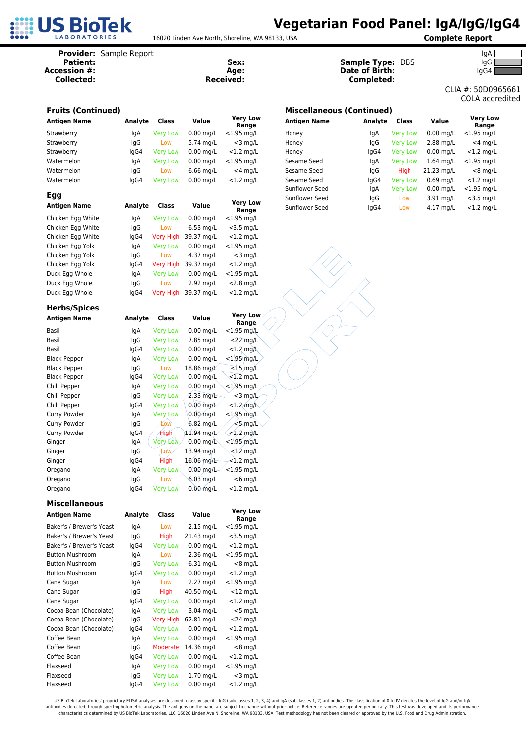# US BioTek LABORATORIES

16020 Linden Ave North, Shoreline, WA 98133, USA

# Vegetarian Food Panel: IgA/IgG/IgG4

**Complete Report**

**Provider:** Sample Report
**Patient:**
**Accession #:**
**Collected:**

**Sex:**
**Age:**
**Received:**

**Sample Type:** DBS
**Date of Birth:**
**Completed:**

IgA
IgG
IgG4

CLIA #: 50D0965661
COLA accredited

## Fruits (Continued)

| Antigen Name | Analyte | Class | Value | Very Low Range |
|---|---|---|---|---|
| Strawberry | IgA | Very Low | 0.00 mg/L | <1.95 mg/L |
| Strawberry | IgG | Low | 5.74 mg/L | <3 mg/L |
| Strawberry | IgG4 | Very Low | 0.00 mg/L | <1.2 mg/L |
| Watermelon | IgA | Very Low | 0.00 mg/L | <1.95 mg/L |
| Watermelon | IgG | Low | 6.66 mg/L | <4 mg/L |
| Watermelon | IgG4 | Very Low | 0.00 mg/L | <1.2 mg/L |

## Egg

| Antigen Name | Analyte | Class | Value | Very Low Range |
|---|---|---|---|---|
| Chicken Egg White | IgA | Very Low | 0.00 mg/L | <1.95 mg/L |
| Chicken Egg White | IgG | Low | 6.53 mg/L | <3.5 mg/L |
| Chicken Egg White | IgG4 | Very High | 39.37 mg/L | <1.2 mg/L |
| Chicken Egg Yolk | IgA | Very Low | 0.00 mg/L | <1.95 mg/L |
| Chicken Egg Yolk | IgG | Low | 4.37 mg/L | <3 mg/L |
| Chicken Egg Yolk | IgG4 | Very High | 39.37 mg/L | <1.2 mg/L |
| Duck Egg Whole | IgA | Very Low | 0.00 mg/L | <1.95 mg/L |
| Duck Egg Whole | IgG | Low | 2.92 mg/L | <2.8 mg/L |
| Duck Egg Whole | IgG4 | Very High | 39.37 mg/L | <1.2 mg/L |

## Herbs/Spices

| Antigen Name | Analyte | Class | Value | Very Low Range |
|---|---|---|---|---|
| Basil | IgA | Very Low | 0.00 mg/L | <1.95 mg/L |
| Basil | IgG | Very Low | 7.85 mg/L | <22 mg/L |
| Basil | IgG4 | Very Low | 0.00 mg/L | <1.2 mg/L |
| Black Pepper | IgA | Very Low | 0.00 mg/L | <1.95 mg/L |
| Black Pepper | IgG | Low | 18.86 mg/L | <15 mg/L |
| Black Pepper | IgG4 | Very Low | 0.00 mg/L | <1.2 mg/L |
| Chili Pepper | IgA | Very Low | 0.00 mg/L | <1.95 mg/L |
| Chili Pepper | IgG | Very Low | 2.33 mg/L | <3 mg/L |
| Chili Pepper | IgG4 | Very Low | 0.00 mg/L | <1.2 mg/L |
| Curry Powder | IgA | Very Low | 0.00 mg/L | <1.95 mg/L |
| Curry Powder | IgG | Low | 6.82 mg/L | <5 mg/L |
| Curry Powder | IgG4 | High | 11.94 mg/L | <1.2 mg/L |
| Ginger | IgA | Very Low | 0.00 mg/L | <1.95 mg/L |
| Ginger | IgG | Low | 13.94 mg/L | <12 mg/L |
| Ginger | IgG4 | High | 16.06 mg/L | <1.2 mg/L |
| Oregano | IgA | Very Low | 0.00 mg/L | <1.95 mg/L |
| Oregano | IgG | Low | 6.03 mg/L | <6 mg/L |
| Oregano | IgG4 | Very Low | 0.00 mg/L | <1.2 mg/L |

## Miscellaneous

| Antigen Name | Analyte | Class | Value | Very Low Range |
|---|---|---|---|---|
| Baker's / Brewer's Yeast | IgA | Low | 2.15 mg/L | <1.95 mg/L |
| Baker's / Brewer's Yeast | IgG | High | 21.43 mg/L | <3.5 mg/L |
| Baker's / Brewer's Yeast | IgG4 | Very Low | 0.00 mg/L | <1.2 mg/L |
| Button Mushroom | IgA | Low | 2.36 mg/L | <1.95 mg/L |
| Button Mushroom | IgG | Very Low | 6.31 mg/L | <8 mg/L |
| Button Mushroom | IgG4 | Very Low | 0.00 mg/L | <1.2 mg/L |
| Cane Sugar | IgA | Low | 2.27 mg/L | <1.95 mg/L |
| Cane Sugar | IgG | High | 40.50 mg/L | <12 mg/L |
| Cane Sugar | IgG4 | Very Low | 0.00 mg/L | <1.2 mg/L |
| Cocoa Bean (Chocolate) | IgA | Very Low | 3.04 mg/L | <5 mg/L |
| Cocoa Bean (Chocolate) | IgG | Very High | 62.81 mg/L | <24 mg/L |
| Cocoa Bean (Chocolate) | IgG4 | Very Low | 0.00 mg/L | <1.2 mg/L |
| Coffee Bean | IgA | Very Low | 0.00 mg/L | <1.95 mg/L |
| Coffee Bean | IgG | Moderate | 14.36 mg/L | <8 mg/L |
| Coffee Bean | IgG4 | Very Low | 0.00 mg/L | <1.2 mg/L |
| Flaxseed | IgA | Very Low | 0.00 mg/L | <1.95 mg/L |
| Flaxseed | IgG | Very Low | 1.70 mg/L | <3 mg/L |
| Flaxseed | IgG4 | Very Low | 0.00 mg/L | <1.2 mg/L |

## Miscellaneous (Continued)

| Antigen Name | Analyte | Class | Value | Very Low Range |
|---|---|---|---|---|
| Honey | IgA | Very Low | 0.00 mg/L | <1.95 mg/L |
| Honey | IgG | Very Low | 2.88 mg/L | <4 mg/L |
| Honey | IgG4 | Very Low | 0.00 mg/L | <1.2 mg/L |
| Sesame Seed | IgA | Very Low | 1.64 mg/L | <1.95 mg/L |
| Sesame Seed | IgG | High | 21.23 mg/L | <8 mg/L |
| Sesame Seed | IgG4 | Very Low | 0.69 mg/L | <1.2 mg/L |
| Sunflower Seed | IgA | Very Low | 0.00 mg/L | <1.95 mg/L |
| Sunflower Seed | IgG | Low | 3.91 mg/L | <3.5 mg/L |
| Sunflower Seed | IgG4 | Low | 4.17 mg/L | <1.2 mg/L |

SAMPLE REPORT

US BioTek Laboratories' proprietary ELISA analyses are designed to assay specific IgG (subclasses 1, 2, 3, 4) and IgA (subclasses 1, 2) antibodies. The classification of 0 to IV denotes the level of IgG and/or IgA antibodies detected through spectrophotometric analysis. The antigens on the panel are subject to change without prior notice. Reference ranges are updated periodically. This test was developed and its performance characteristics determined by US BioTek Laboratories, LLC, 16020 Linden Ave N, Shoreline, WA 98133, USA. Test methodology has not been cleared or approved by the U.S. Food and Drug Administration.